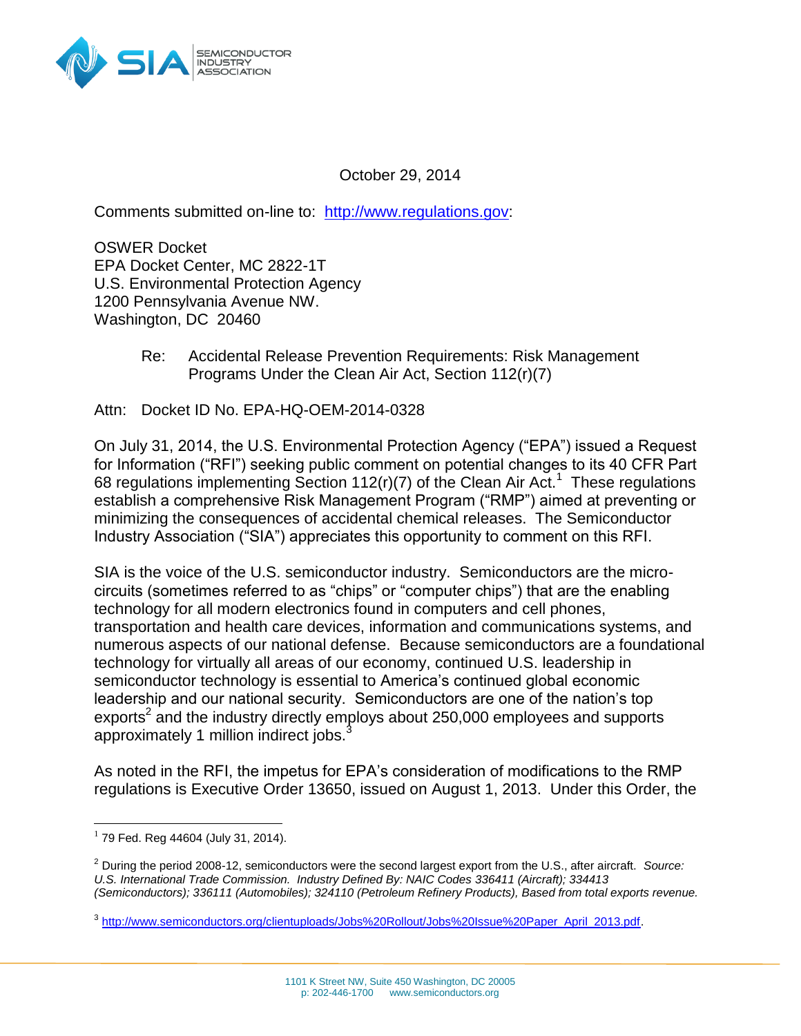October 29, 2014

Comments submitted on-line to: http://www.regulations.gov:

OSWER Docket
EPA Docket Center, MC 2822-1T
U.S. Environmental Protection Agency
1200 Pennsylvania Avenue NW.
Washington, DC 20460

Re: Accidental Release Prevention Requirements: Risk Management Programs Under the Clean Air Act, Section 112(r)(7)

Attn: Docket ID No. EPA-HQ-OEM-2014-0328

On July 31, 2014, the U.S. Environmental Protection Agency ("EPA") issued a Request for Information ("RFI") seeking public comment on potential changes to its 40 CFR Part 68 regulations implementing Section 112(r)(7) of the Clean Air Act.[1] These regulations establish a comprehensive Risk Management Program ("RMP") aimed at preventing or minimizing the consequences of accidental chemical releases. The Semiconductor Industry Association ("SIA") appreciates this opportunity to comment on this RFI.

SIA is the voice of the U.S. semiconductor industry. Semiconductors are the micro-circuits (sometimes referred to as "chips" or "computer chips") that are the enabling technology for all modern electronics found in computers and cell phones, transportation and health care devices, information and communications systems, and numerous aspects of our national defense. Because semiconductors are a foundational technology for virtually all areas of our economy, continued U.S. leadership in semiconductor technology is essential to America's continued global economic leadership and our national security. Semiconductors are one of the nation's top exports[2] and the industry directly employs about 250,000 employees and supports approximately 1 million indirect jobs.[3]

As noted in the RFI, the impetus for EPA's consideration of modifications to the RMP regulations is Executive Order 13650, issued on August 1, 2013. Under this Order, the

---

[1] 79 Fed. Reg 44604 (July 31, 2014).

[2] During the period 2008-12, semiconductors were the second largest export from the U.S., after aircraft. *Source: U.S. International Trade Commission. Industry Defined By: NAIC Codes 336411 (Aircraft); 334413 (Semiconductors); 336111 (Automobiles); 324110 (Petroleum Refinery Products), Based from total exports revenue.*

[3] http://www.semiconductors.org/clientuploads/Jobs%20Rollout/Jobs%20Issue%20Paper_April_2013.pdf.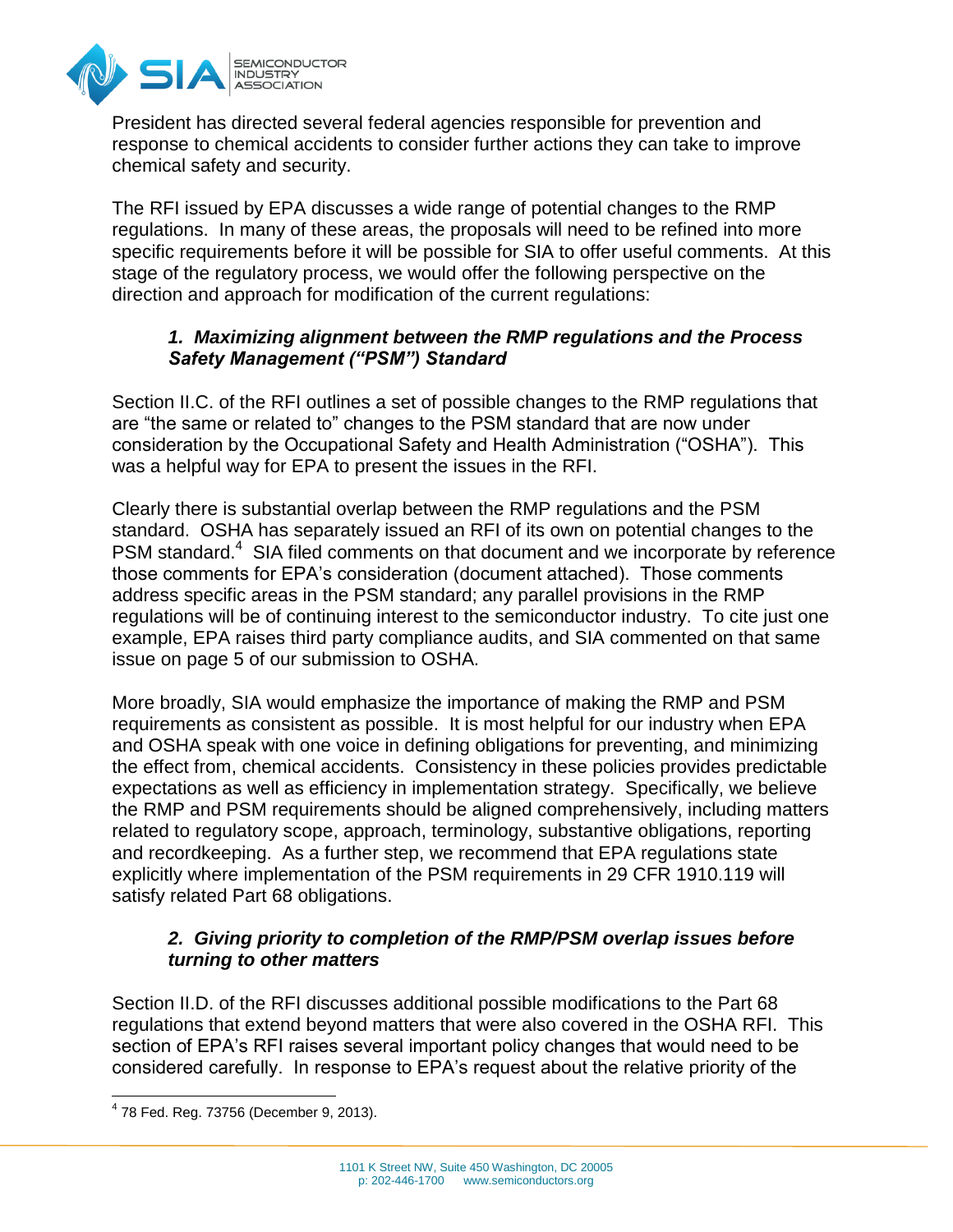President has directed several federal agencies responsible for prevention and response to chemical accidents to consider further actions they can take to improve chemical safety and security.

The RFI issued by EPA discusses a wide range of potential changes to the RMP regulations. In many of these areas, the proposals will need to be refined into more specific requirements before it will be possible for SIA to offer useful comments. At this stage of the regulatory process, we would offer the following perspective on the direction and approach for modification of the current regulations:

### *1. Maximizing alignment between the RMP regulations and the Process Safety Management ("PSM") Standard*

Section II.C. of the RFI outlines a set of possible changes to the RMP regulations that are "the same or related to" changes to the PSM standard that are now under consideration by the Occupational Safety and Health Administration ("OSHA"). This was a helpful way for EPA to present the issues in the RFI.

Clearly there is substantial overlap between the RMP regulations and the PSM standard. OSHA has separately issued an RFI of its own on potential changes to the PSM standard.[4] SIA filed comments on that document and we incorporate by reference those comments for EPA's consideration (document attached). Those comments address specific areas in the PSM standard; any parallel provisions in the RMP regulations will be of continuing interest to the semiconductor industry. To cite just one example, EPA raises third party compliance audits, and SIA commented on that same issue on page 5 of our submission to OSHA.

More broadly, SIA would emphasize the importance of making the RMP and PSM requirements as consistent as possible. It is most helpful for our industry when EPA and OSHA speak with one voice in defining obligations for preventing, and minimizing the effect from, chemical accidents. Consistency in these policies provides predictable expectations as well as efficiency in implementation strategy. Specifically, we believe the RMP and PSM requirements should be aligned comprehensively, including matters related to regulatory scope, approach, terminology, substantive obligations, reporting and recordkeeping. As a further step, we recommend that EPA regulations state explicitly where implementation of the PSM requirements in 29 CFR 1910.119 will satisfy related Part 68 obligations.

### *2. Giving priority to completion of the RMP/PSM overlap issues before turning to other matters*

Section II.D. of the RFI discusses additional possible modifications to the Part 68 regulations that extend beyond matters that were also covered in the OSHA RFI. This section of EPA's RFI raises several important policy changes that would need to be considered carefully. In response to EPA's request about the relative priority of the

---

[4] 78 Fed. Reg. 73756 (December 9, 2013).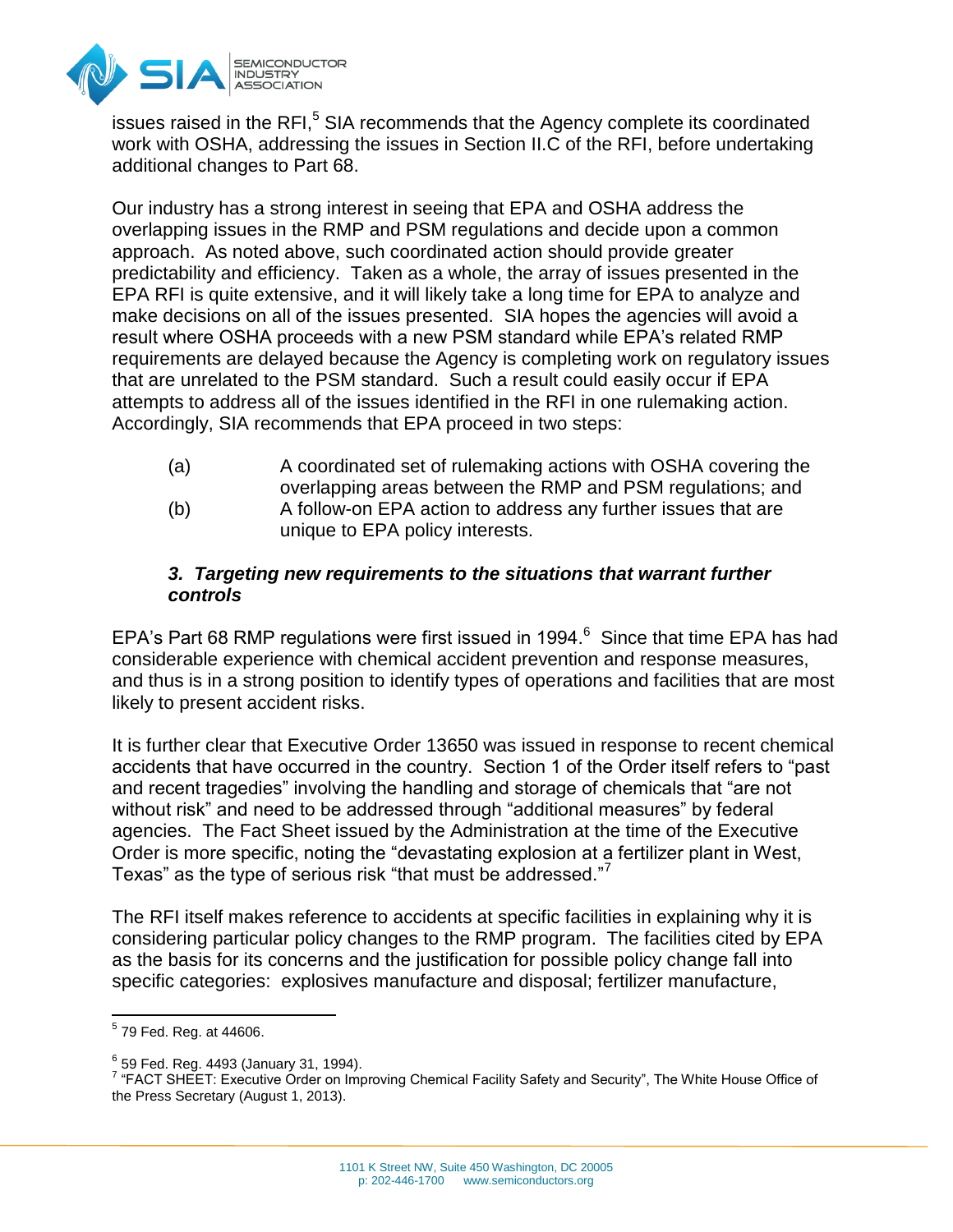issues raised in the RFI,[5] SIA recommends that the Agency complete its coordinated work with OSHA, addressing the issues in Section II.C of the RFI, before undertaking additional changes to Part 68.

Our industry has a strong interest in seeing that EPA and OSHA address the overlapping issues in the RMP and PSM regulations and decide upon a common approach. As noted above, such coordinated action should provide greater predictability and efficiency. Taken as a whole, the array of issues presented in the EPA RFI is quite extensive, and it will likely take a long time for EPA to analyze and make decisions on all of the issues presented. SIA hopes the agencies will avoid a result where OSHA proceeds with a new PSM standard while EPA's related RMP requirements are delayed because the Agency is completing work on regulatory issues that are unrelated to the PSM standard. Such a result could easily occur if EPA attempts to address all of the issues identified in the RFI in one rulemaking action. Accordingly, SIA recommends that EPA proceed in two steps:

- (a) A coordinated set of rulemaking actions with OSHA covering the overlapping areas between the RMP and PSM regulations; and
- (b) A follow-on EPA action to address any further issues that are unique to EPA policy interests.

### *3. Targeting new requirements to the situations that warrant further controls*

EPA's Part 68 RMP regulations were first issued in 1994.[6] Since that time EPA has had considerable experience with chemical accident prevention and response measures, and thus is in a strong position to identify types of operations and facilities that are most likely to present accident risks.

It is further clear that Executive Order 13650 was issued in response to recent chemical accidents that have occurred in the country. Section 1 of the Order itself refers to "past and recent tragedies" involving the handling and storage of chemicals that "are not without risk" and need to be addressed through "additional measures" by federal agencies. The Fact Sheet issued by the Administration at the time of the Executive Order is more specific, noting the "devastating explosion at a fertilizer plant in West, Texas" as the type of serious risk "that must be addressed."[7]

The RFI itself makes reference to accidents at specific facilities in explaining why it is considering particular policy changes to the RMP program. The facilities cited by EPA as the basis for its concerns and the justification for possible policy change fall into specific categories: explosives manufacture and disposal; fertilizer manufacture,

---

[5] 79 Fed. Reg. at 44606.

[6] 59 Fed. Reg. 4493 (January 31, 1994).

[7] "FACT SHEET: Executive Order on Improving Chemical Facility Safety and Security", The White House Office of the Press Secretary (August 1, 2013).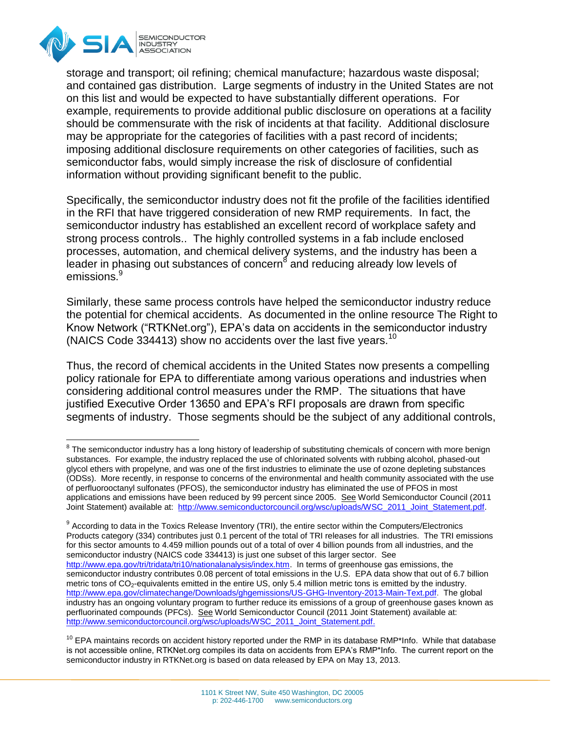storage and transport; oil refining; chemical manufacture; hazardous waste disposal; and contained gas distribution. Large segments of industry in the United States are not on this list and would be expected to have substantially different operations. For example, requirements to provide additional public disclosure on operations at a facility should be commensurate with the risk of incidents at that facility. Additional disclosure may be appropriate for the categories of facilities with a past record of incidents; imposing additional disclosure requirements on other categories of facilities, such as semiconductor fabs, would simply increase the risk of disclosure of confidential information without providing significant benefit to the public.

Specifically, the semiconductor industry does not fit the profile of the facilities identified in the RFI that have triggered consideration of new RMP requirements. In fact, the semiconductor industry has established an excellent record of workplace safety and strong process controls.. The highly controlled systems in a fab include enclosed processes, automation, and chemical delivery systems, and the industry has been a leader in phasing out substances of concern[8] and reducing already low levels of emissions.[9]

Similarly, these same process controls have helped the semiconductor industry reduce the potential for chemical accidents. As documented in the online resource The Right to Know Network ("RTKNet.org"), EPA's data on accidents in the semiconductor industry (NAICS Code 334413) show no accidents over the last five years.[10]

Thus, the record of chemical accidents in the United States now presents a compelling policy rationale for EPA to differentiate among various operations and industries when considering additional control measures under the RMP. The situations that have justified Executive Order 13650 and EPA's RFI proposals are drawn from specific segments of industry. Those segments should be the subject of any additional controls,

---

[8] The semiconductor industry has a long history of leadership of substituting chemicals of concern with more benign substances. For example, the industry replaced the use of chlorinated solvents with rubbing alcohol, phased-out glycol ethers with propelyne, and was one of the first industries to eliminate the use of ozone depleting substances (ODSs). More recently, in response to concerns of the environmental and health community associated with the use of perfluorooctanyl sulfonates (PFOS), the semiconductor industry has eliminated the use of PFOS in most applications and emissions have been reduced by 99 percent since 2005. See World Semiconductor Council (2011 Joint Statement) available at: http://www.semiconductorcouncil.org/wsc/uploads/WSC_2011_Joint_Statement.pdf.

[9] According to data in the Toxics Release Inventory (TRI), the entire sector within the Computers/Electronics Products category (334) contributes just 0.1 percent of the total of TRI releases for all industries. The TRI emissions for this sector amounts to 4.459 million pounds out of a total of over 4 billion pounds from all industries, and the semiconductor industry (NAICS code 334413) is just one subset of this larger sector. See http://www.epa.gov/tri/tridata/tri10/nationalanalysis/index.htm. In terms of greenhouse gas emissions, the semiconductor industry contributes 0.08 percent of total emissions in the U.S. EPA data show that out of 6.7 billion metric tons of $CO_2$-equivalents emitted in the entire US, only 5.4 million metric tons is emitted by the industry. http://www.epa.gov/climatechange/Downloads/ghgemissions/US-GHG-Inventory-2013-Main-Text.pdf. The global industry has an ongoing voluntary program to further reduce its emissions of a group of greenhouse gases known as perfluorinated compounds (PFCs). See World Semiconductor Council (2011 Joint Statement) available at: http://www.semiconductorcouncil.org/wsc/uploads/WSC_2011_Joint_Statement.pdf.

[10] EPA maintains records on accident history reported under the RMP in its database RMP*Info. While that database is not accessible online, RTKNet.org compiles its data on accidents from EPA's RMP*Info. The current report on the semiconductor industry in RTKNet.org is based on data released by EPA on May 13, 2013.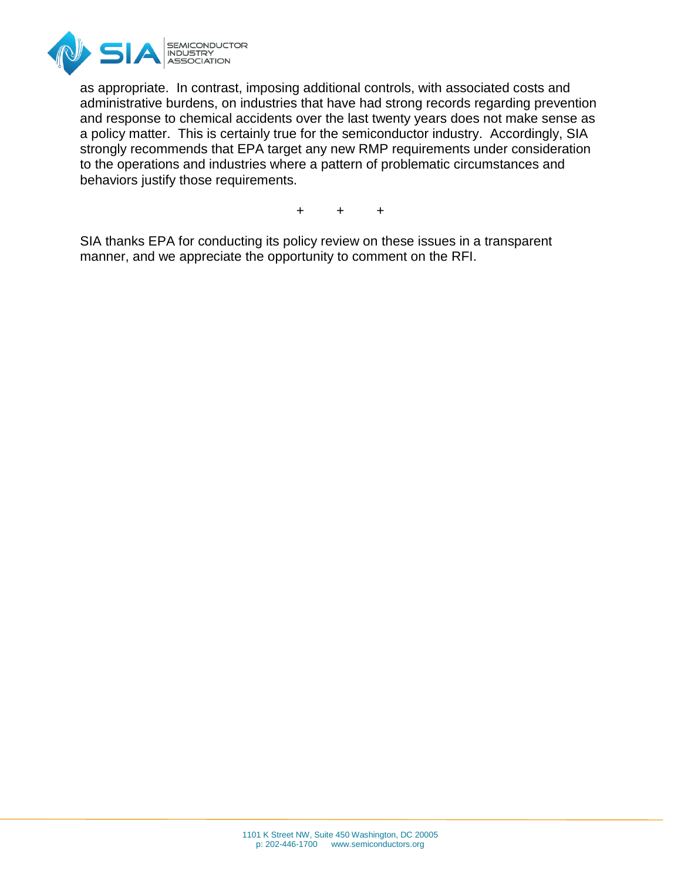as appropriate.  In contrast, imposing additional controls, with associated costs and administrative burdens, on industries that have had strong records regarding prevention and response to chemical accidents over the last twenty years does not make sense as a policy matter.  This is certainly true for the semiconductor industry.  Accordingly, SIA strongly recommends that EPA target any new RMP requirements under consideration to the operations and industries where a pattern of problematic circumstances and behaviors justify those requirements.

+ + +

SIA thanks EPA for conducting its policy review on these issues in a transparent manner, and we appreciate the opportunity to comment on the RFI.